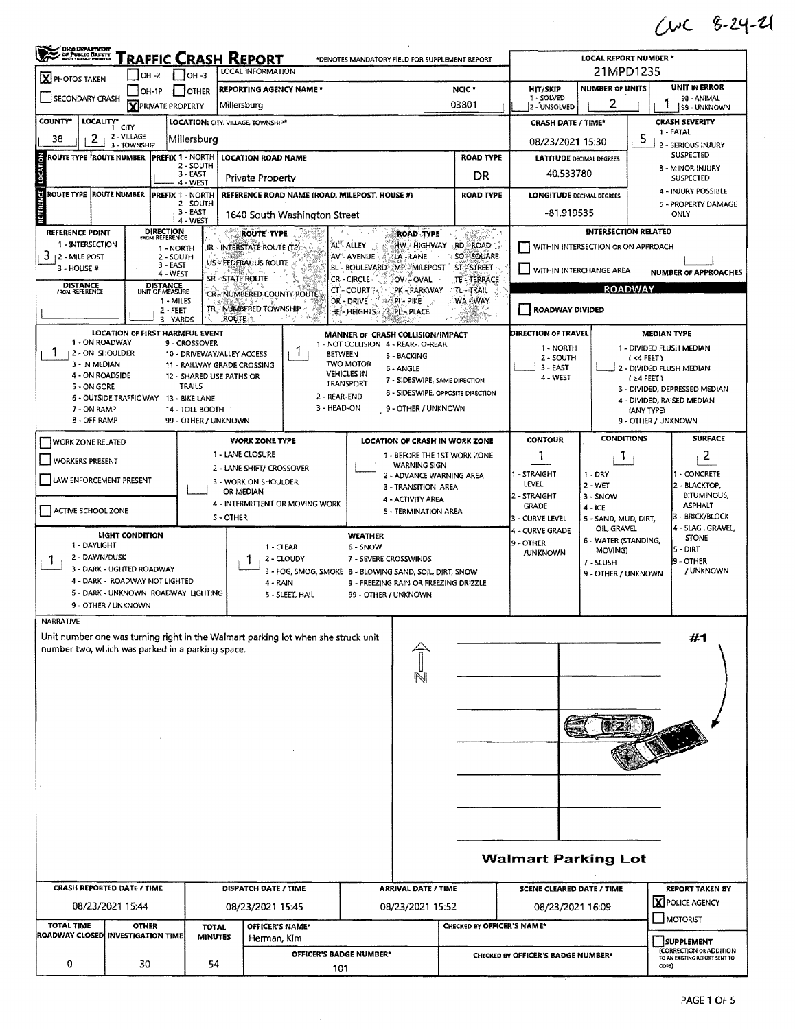CWC 8-24-21

# TRAFFIC CRASH REPORT

Ohio Department of Public Safety

*DENOTES MANDATORY FIELD FOR SUPPLEMENT REPORT

**LOCAL REPORT NUMBER \***: 21MPD1235

| | |
|---|---|
| [X] PHOTOS TAKEN | [ ] OH-2 [ ] OH-3 [ ] OH-1P [ ] OTHER |
| [ ] SECONDARY CRASH | [X] PRIVATE PROPERTY |
| LOCAL INFORMATION | |
| REPORTING AGENCY NAME \* | Millersburg |
| NCIC \* | 03801 |
| HIT/SKIP (1 - SOLVED, 2 - UNSOLVED) | |
| NUMBER OF UNITS | 2 |
| UNIT IN ERROR (98 - ANIMAL, 99 - UNKNOWN) | 1 |
| COUNTY\* | 38 |
| LOCALITY\* (1 - CITY, 2 - VILLAGE, 3 - TOWNSHIP) | 2 |
| LOCATION: CITY, VILLAGE, TOWNSHIP\* | Millersburg |
| CRASH DATE / TIME\* | 08/23/2021 15:30 |
| CRASH SEVERITY (1 - FATAL, 2 - SERIOUS INJURY SUSPECTED, 3 - MINOR INJURY SUSPECTED, 4 - INJURY POSSIBLE, 5 - PROPERTY DAMAGE ONLY) | 5 |

## LOCATION

| ROUTE TYPE | ROUTE NUMBER | PREFIX (1 - NORTH, 2 - SOUTH, 3 - EAST, 4 - WEST) | LOCATION ROAD NAME | ROAD TYPE | LATITUDE DECIMAL DEGREES |
|---|---|---|---|---|---|
| | | | Private Property | DR | 40.533780 |

## REFERENCE

| ROUTE TYPE | ROUTE NUMBER | PREFIX (1 - NORTH, 2 - SOUTH, 3 - EAST, 4 - WEST) | REFERENCE ROAD NAME (ROAD, MILEPOST, HOUSE #) | ROAD TYPE | LONGITUDE DECIMAL DEGREES |
|---|---|---|---|---|---|
| | | | 1640 South Washington Street | | -81.919535 |

**REFERENCE POINT** (1 - INTERSECTION, 2 - MILE POST, 3 - HOUSE #): 3

**DIRECTION FROM REFERENCE** (1 - NORTH, 2 - SOUTH, 3 - EAST, 4 - WEST):

**DISTANCE FROM REFERENCE**:

**DISTANCE UNIT OF MEASURE** (1 - MILES, 2 - FEET, 3 - YARDS):

**ROUTE TYPE**: IR - INTERSTATE ROUTE (TP); US - FEDERAL US ROUTE; SR - STATE ROUTE; CR - NUMBERED COUNTY ROUTE; TR - NUMBERED TOWNSHIP ROUTE

**ROAD TYPE**: AL - ALLEY; AV - AVENUE; BL - BOULEVARD; CR - CIRCLE; CT - COURT; DR - DRIVE; HE - HEIGHTS; HW - HIGHWAY; LA - LANE; MP - MILEPOST; OV - OVAL; PK - PARKWAY; PI - PIKE; PL - PLACE; RD - ROAD; SQ - SQUARE; ST - STREET; TE - TERRACE; TL - TRAIL; WA - WAY

**INTERSECTION RELATED**
- [ ] WITHIN INTERSECTION OR ON APPROACH
- [ ] WITHIN INTERCHANGE AREA
- NUMBER OF APPROACHES:

**ROADWAY**
- [ ] ROADWAY DIVIDED

**LOCATION OF FIRST HARMFUL EVENT**: 1
1 - ON ROADWAY; 2 - ON SHOULDER; 3 - IN MEDIAN; 4 - ON ROADSIDE; 5 - ON GORE; 6 - OUTSIDE TRAFFIC WAY; 7 - ON RAMP; 8 - OFF RAMP; 9 - CROSSOVER; 10 - DRIVEWAY/ALLEY ACCESS; 11 - RAILWAY GRADE CROSSING; 12 - SHARED USE PATHS OR TRAILS; 13 - BIKE LANE; 14 - TOLL BOOTH; 99 - OTHER / UNKNOWN

**MANNER OF CRASH COLLISION/IMPACT**: 1
1 - NOT COLLISION BETWEEN TWO MOTOR VEHICLES IN TRANSPORT; 2 - REAR-END; 3 - HEAD-ON; 4 - REAR-TO-REAR; 5 - BACKING; 6 - ANGLE; 7 - SIDESWIPE, SAME DIRECTION; 8 - SIDESWIPE, OPPOSITE DIRECTION; 9 - OTHER / UNKNOWN

**DIRECTION OF TRAVEL**: 1 - NORTH; 2 - SOUTH; 3 - EAST; 4 - WEST

**MEDIAN TYPE**: 1 - DIVIDED FLUSH MEDIAN (<4 FEET); 2 - DIVIDED FLUSH MEDIAN (≥4 FEET); 3 - DIVIDED, DEPRESSED MEDIAN; 4 - DIVIDED, RAISED MEDIAN (ANY TYPE); 9 - OTHER / UNKNOWN

- [ ] WORK ZONE RELATED
- [ ] WORKERS PRESENT
- [ ] LAW ENFORCEMENT PRESENT
- [ ] ACTIVE SCHOOL ZONE

**WORK ZONE TYPE**: 1 - LANE CLOSURE; 2 - LANE SHIFT/ CROSSOVER; 3 - WORK ON SHOULDER OR MEDIAN; 4 - INTERMITTENT OR MOVING WORK; 5 - OTHER

**LOCATION OF CRASH IN WORK ZONE**: 1 - BEFORE THE 1ST WORK ZONE WARNING SIGN; 2 - ADVANCE WARNING AREA; 3 - TRANSITION AREA; 4 - ACTIVITY AREA; 5 - TERMINATION AREA

**CONTOUR**: 1
1 - STRAIGHT LEVEL; 2 - STRAIGHT GRADE; 3 - CURVE LEVEL; 4 - CURVE GRADE; 9 - OTHER /UNKNOWN

**CONDITIONS**: 1
1 - DRY; 2 - WET; 3 - SNOW; 4 - ICE; 5 - SAND, MUD, DIRT, OIL, GRAVEL; 6 - WATER (STANDING, MOVING); 7 - SLUSH; 9 - OTHER / UNKNOWN

**SURFACE**: 2
1 - CONCRETE; 2 - BLACKTOP, BITUMINOUS, ASPHALT; 3 - BRICK/BLOCK; 4 - SLAG, GRAVEL, STONE; 5 - DIRT; 9 - OTHER / UNKNOWN

**LIGHT CONDITION**: 1
1 - DAYLIGHT; 2 - DAWN/DUSK; 3 - DARK - LIGHTED ROADWAY; 4 - DARK - ROADWAY NOT LIGHTED; 5 - DARK - UNKNOWN ROADWAY LIGHTING; 9 - OTHER / UNKNOWN

**WEATHER**: 1
1 - CLEAR; 2 - CLOUDY; 3 - FOG, SMOG, SMOKE; 4 - RAIN; 5 - SLEET, HAIL; 6 - SNOW; 7 - SEVERE CROSSWINDS; 8 - BLOWING SAND, SOIL, DIRT, SNOW; 9 - FREEZING RAIN OR FREEZING DRIZZLE; 99 - OTHER / UNKNOWN

## NARRATIVE

Unit number one was turning right in the Walmart parking lot when she struck unit number two, which was parked in a parking space.

#1

N

Walmart Parking Lot

| CRASH REPORTED DATE / TIME | DISPATCH DATE / TIME | ARRIVAL DATE / TIME | SCENE CLEARED DATE / TIME | REPORT TAKEN BY |
|---|---|---|---|---|
| 08/23/2021 15:44 | 08/23/2021 15:45 | 08/23/2021 15:52 | 08/23/2021 16:09 | [X] POLICE AGENCY [ ] MOTORIST |

| TOTAL TIME ROADWAY CLOSED | OTHER INVESTIGATION TIME | TOTAL MINUTES | OFFICER'S NAME\* | CHECKED BY OFFICER'S NAME\* | |
|---|---|---|---|---|---|
| 0 | 30 | 54 | Herman, Kim | | [ ] SUPPLEMENT (CORRECTION OR ADDITION TO AN EXISTING REPORT SENT TO ODPS) |
| | | | OFFICER'S BADGE NUMBER\*: 101 | CHECKED BY OFFICER'S BADGE NUMBER\*: | |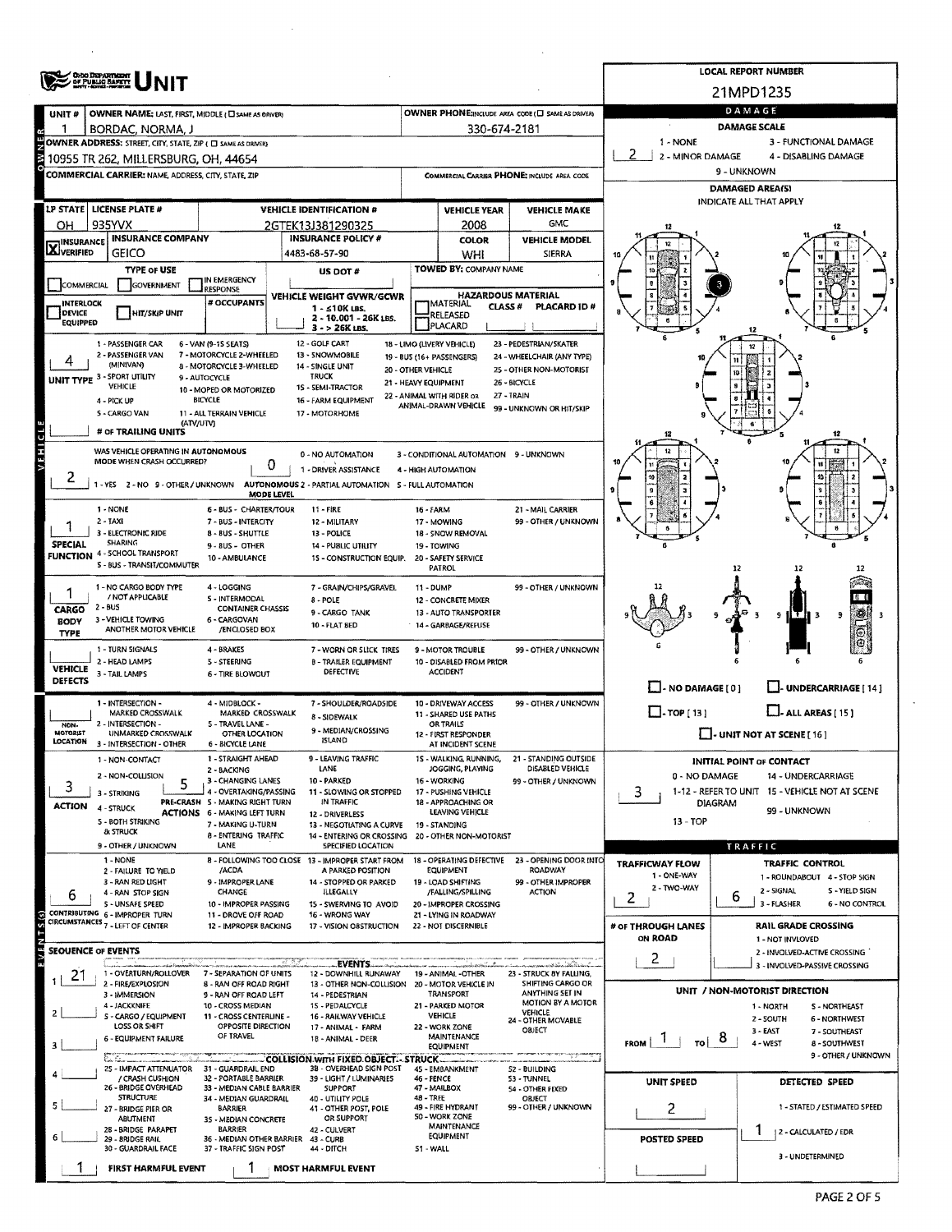# UNIT

**LOCAL REPORT NUMBER:** 21MPD1235

| UNIT # | OWNER NAME: LAST, FIRST, MIDDLE | OWNER PHONE |
|---|---|---|
| 1 | BORDAC, NORMA, J | 330-674-2181 |

**OWNER ADDRESS:** 10955 TR 262, MILLERSBURG, OH, 44654

**COMMERCIAL CARRIER:** NAME, ADDRESS, CITY, STATE, ZIP

**COMMERCIAL CARRIER PHONE:**

| LP STATE | LICENSE PLATE # | VEHICLE IDENTIFICATION # | VEHICLE YEAR | VEHICLE MAKE |
|---|---|---|---|---|
| OH | 935YVX | 2GTEK13J381290325 | 2008 | GMC |

| INSURANCE VERIFIED | INSURANCE COMPANY | INSURANCE POLICY # | COLOR | VEHICLE MODEL |
|---|---|---|---|---|
| X | GEICO | 4483-68-57-90 | WHI | SIERRA |

**TYPE OF USE:** ☐ COMMERCIAL ☐ GOVERNMENT ☐ IN EMERGENCY RESPONSE

**US DOT #:**

**TOWED BY:** COMPANY NAME

☐ INTERLOCK DEVICE EQUIPPED ☐ HIT/SKIP UNIT

**# OCCUPANTS:**

**VEHICLE WEIGHT GVWR/GCWR:** 1 - ≤10K LBS. 2 - 10.001 - 26K LBS. 3 - > 26K LBS.

**HAZARDOUS MATERIAL:** ☐ MATERIAL RELEASED ☐ PLACARD; CLASS #; PLACARD ID #

**UNIT TYPE:** 4
1 - PASSENGER CAR, 2 - PASSENGER VAN (MINIVAN), 3 - SPORT UTILITY VEHICLE, 4 - PICK UP, 5 - CARGO VAN, 6 - VAN (9-15 SEATS), 7 - MOTORCYCLE 2-WHEELED, 8 - MOTORCYCLE 3-WHEELED, 9 - AUTOCYCLE, 10 - MOPED OR MOTORIZED BICYCLE, 11 - ALL TERRAIN VEHICLE (ATV/UTV), 12 - GOLF CART, 13 - SNOWMOBILE, 14 - SINGLE UNIT TRUCK, 15 - SEMI-TRACTOR, 16 - FARM EQUIPMENT, 17 - MOTORHOME, 18 - LIMO (LIVERY VEHICLE), 19 - BUS (16+ PASSENGERS), 20 - OTHER VEHICLE, 21 - HEAVY EQUIPMENT, 22 - ANIMAL WITH RIDER OR ANIMAL-DRAWN VEHICLE, 23 - PEDESTRIAN/SKATER, 24 - WHEELCHAIR (ANY TYPE), 25 - OTHER NON-MOTORIST, 26 - BICYCLE, 27 - TRAIN, 99 - UNKNOWN OR HIT/SKIP

**# OF TRAILING UNITS:**

**WAS VEHICLE OPERATING IN AUTONOMOUS MODE WHEN CRASH OCCURRED?** 2
1 - YES 2 - NO 9 - OTHER / UNKNOWN

**AUTONOMOUS MODE LEVEL:** 0
0 - NO AUTOMATION, 1 - DRIVER ASSISTANCE, 2 - PARTIAL AUTOMATION, 3 - CONDITIONAL AUTOMATION, 4 - HIGH AUTOMATION, 5 - FULL AUTOMATION, 9 - UNKNOWN

**SPECIAL FUNCTION:** 1
1 - NONE, 2 - TAXI, 3 - ELECTRONIC RIDE SHARING, 4 - SCHOOL TRANSPORT, 5 - BUS - TRANSIT/COMMUTER, 6 - BUS - CHARTER/TOUR, 7 - BUS - INTERCITY, 8 - BUS - SHUTTLE, 9 - BUS - OTHER, 10 - AMBULANCE, 11 - FIRE, 12 - MILITARY, 13 - POLICE, 14 - PUBLIC UTILITY, 15 - CONSTRUCTION EQUIP., 16 - FARM, 17 - MOWING, 18 - SNOW REMOVAL, 19 - TOWING, 20 - SAFETY SERVICE PATROL, 21 - MAIL CARRIER, 99 - OTHER / UNKNOWN

**CARGO BODY TYPE:** 1
1 - NO CARGO BODY TYPE / NOT APPLICABLE, 2 - BUS, 3 - VEHICLE TOWING ANOTHER MOTOR VEHICLE, 4 - LOGGING, 5 - INTERMODAL CONTAINER CHASSIS, 6 - CARGOVAN /ENCLOSED BOX, 7 - GRAIN/CHIPS/GRAVEL, 8 - POLE, 9 - CARGO TANK, 10 - FLAT BED, 11 - DUMP, 12 - CONCRETE MIXER, 13 - AUTO TRANSPORTER, 14 - GARBAGE/REFUSE, 99 - OTHER / UNKNOWN

**VEHICLE DEFECTS:**
1 - TURN SIGNALS, 2 - HEAD LAMPS, 3 - TAIL LAMPS, 4 - BRAKES, 5 - STEERING, 6 - TIRE BLOWOUT, 7 - WORN OR SLICK TIRES, 8 - TRAILER EQUIPMENT DEFECTIVE, 9 - MOTOR TROUBLE, 10 - DISABLED FROM PRIOR ACCIDENT, 99 - OTHER / UNKNOWN

**NON-MOTORIST LOCATION:**
1 - INTERSECTION - MARKED CROSSWALK, 2 - INTERSECTION - UNMARKED CROSSWALK, 3 - INTERSECTION - OTHER, 4 - MIDBLOCK - MARKED CROSSWALK, 5 - TRAVEL LANE - OTHER LOCATION, 6 - BICYCLE LANE, 7 - SHOULDER/ROADSIDE, 8 - SIDEWALK, 9 - MEDIAN/CROSSING ISLAND, 10 - DRIVEWAY ACCESS, 11 - SHARED USE PATHS OR TRAILS, 12 - FIRST RESPONDER AT INCIDENT SCENE, 99 - OTHER / UNKNOWN

**ACTION:** 3
1 - NON-CONTACT, 2 - NON-COLLISION, 3 - STRIKING, 4 - STRUCK, 5 - BOTH STRIKING & STRUCK, 9 - OTHER / UNKNOWN

**PRE-CRASH ACTIONS:** 5
1 - STRAIGHT AHEAD, 2 - BACKING, 3 - CHANGING LANES, 4 - OVERTAKING/PASSING, 5 - MAKING RIGHT TURN, 6 - MAKING LEFT TURN, 7 - MAKING U-TURN, 8 - ENTERING TRAFFIC LANE, 9 - LEAVING TRAFFIC LANE, 10 - PARKED, 11 - SLOWING OR STOPPED IN TRAFFIC, 12 - DRIVERLESS, 13 - NEGOTIATING A CURVE, 14 - ENTERING OR CROSSING SPECIFIED LOCATION, 15 - WALKING, RUNNING, JOGGING, PLAYING, 16 - WORKING, 17 - PUSHING VEHICLE, 18 - APPROACHING OR LEAVING VEHICLE, 19 - STANDING, 20 - OTHER NON-MOTORIST, 21 - STANDING OUTSIDE DISABLED VEHICLE, 99 - OTHER / UNKNOWN

**CONTRIBUTING CIRCUMSTANCES:** 6
1 - NONE, 2 - FAILURE TO YIELD, 3 - RAN RED LIGHT, 4 - RAN STOP SIGN, 5 - UNSAFE SPEED, 6 - IMPROPER TURN, 7 - LEFT OF CENTER, 8 - FOLLOWING TOO CLOSE /ACDA, 9 - IMPROPER LANE CHANGE, 10 - IMPROPER PASSING, 11 - DROVE OFF ROAD, 12 - IMPROPER BACKING, 13 - IMPROPER START FROM A PARKED POSITION, 14 - STOPPED OR PARKED ILLEGALLY, 15 - SWERVING TO AVOID, 16 - WRONG WAY, 17 - VISION OBSTRUCTION, 18 - OPERATING DEFECTIVE EQUIPMENT, 19 - LOAD SHIFTING /FALLING/SPILLING, 20 - IMPROPER CROSSING, 21 - LYING IN ROADWAY, 22 - NOT DISCERNIBLE, 23 - OPENING DOOR INTO ROADWAY, 99 - OTHER IMPROPER ACTION

## SEQUENCE OF EVENTS

| # | Event |
|---|---|
| 1 | 21 |
| 2 | |
| 3 | |
| 4 | |
| 5 | |
| 6 | |

**EVENTS:** 1 - OVERTURN/ROLLOVER, 2 - FIRE/EXPLOSION, 3 - IMMERSION, 4 - JACKKNIFE, 5 - CARGO / EQUIPMENT LOSS OR SHIFT, 6 - EQUIPMENT FAILURE, 7 - SEPARATION OF UNITS, 8 - RAN OFF ROAD RIGHT, 9 - RAN OFF ROAD LEFT, 10 - CROSS MEDIAN, 11 - CROSS CENTERLINE - OPPOSITE DIRECTION OF TRAVEL, 12 - DOWNHILL RUNAWAY, 13 - OTHER NON-COLLISION, 14 - PEDESTRIAN, 15 - PEDALCYCLE, 16 - RAILWAY VEHICLE, 17 - ANIMAL - FARM, 18 - ANIMAL - DEER, 19 - ANIMAL -OTHER, 20 - MOTOR VEHICLE IN TRANSPORT, 21 - PARKED MOTOR VEHICLE, 22 - WORK ZONE MAINTENANCE EQUIPMENT, 23 - STRUCK BY FALLING, SHIFTING CARGO OR ANYTHING SET IN MOTION BY A MOTOR VEHICLE, 24 - OTHER MOVABLE OBJECT

**COLLISION WITH FIXED OBJECT - STRUCK:** 25 - IMPACT ATTENUATOR / CRASH CUSHION, 26 - BRIDGE OVERHEAD STRUCTURE, 27 - BRIDGE PIER OR ABUTMENT, 28 - BRIDGE PARAPET, 29 - BRIDGE RAIL, 30 - GUARDRAIL FACE, 31 - GUARDRAIL END, 32 - PORTABLE BARRIER, 33 - MEDIAN CABLE BARRIER, 34 - MEDIAN GUARDRAIL BARRIER, 35 - MEDIAN CONCRETE BARRIER, 36 - MEDIAN OTHER BARRIER, 37 - TRAFFIC SIGN POST, 38 - OVERHEAD SIGN POST, 39 - LIGHT / LUMINARIES SUPPORT, 40 - UTILITY POLE, 41 - OTHER POST, POLE OR SUPPORT, 42 - CULVERT, 43 - CURB, 44 - DITCH, 45 - EMBANKMENT, 46 - FENCE, 47 - MAILBOX, 48 - TREE, 49 - FIRE HYDRANT, 50 - WORK ZONE MAINTENANCE EQUIPMENT, 51 - WALL, 52 - BUILDING, 53 - TUNNEL, 54 - OTHER FIXED OBJECT, 99 - OTHER / UNKNOWN

**FIRST HARMFUL EVENT:** 1 **MOST HARMFUL EVENT:** 1

## DAMAGE

**DAMAGE SCALE:** 2
1 - NONE, 2 - MINOR DAMAGE, 3 - FUNCTIONAL DAMAGE, 4 - DISABLING DAMAGE, 9 - UNKNOWN

**DAMAGED AREA(S)** — INDICATE ALL THAT APPLY: 3

☐ - NO DAMAGE [ 0 ] ☐ - UNDERCARRIAGE [ 14 ] ☐ - TOP [ 13 ] ☐ - ALL AREAS [ 15 ] ☐ - UNIT NOT AT SCENE [ 16 ]

**INITIAL POINT OF CONTACT:** 3
0 - NO DAMAGE, 1-12 - REFER TO UNIT DIAGRAM, 13 - TOP, 14 - UNDERCARRIAGE, 15 - VEHICLE NOT AT SCENE, 99 - UNKNOWN

## TRAFFIC

**TRAFFICWAY FLOW:** 2
1 - ONE-WAY, 2 - TWO-WAY

**TRAFFIC CONTROL:** 6
1 - ROUNDABOUT, 2 - SIGNAL, 3 - FLASHER, 4 - STOP SIGN, 5 - YIELD SIGN, 6 - NO CONTROL

**# OF THROUGH LANES ON ROAD:** 2

**RAIL GRADE CROSSING:**
1 - NOT INVLOVED, 2 - INVOLVED-ACTIVE CROSSING, 3 - INVOLVED-PASSIVE CROSSING

**UNIT / NON-MOTORIST DIRECTION:** FROM 1 TO 8
1 - NORTH, 2 - SOUTH, 3 - EAST, 4 - WEST, 5 - NORTHEAST, 6 - NORTHWEST, 7 - SOUTHEAST, 8 - SOUTHWEST, 9 - OTHER / UNKNOWN

**UNIT SPEED:** 2

**POSTED SPEED:**

**DETECTED SPEED:** 1
1 - STATED / ESTIMATED SPEED, 2 - CALCULATED / EDR, 3 - UNDETERMINED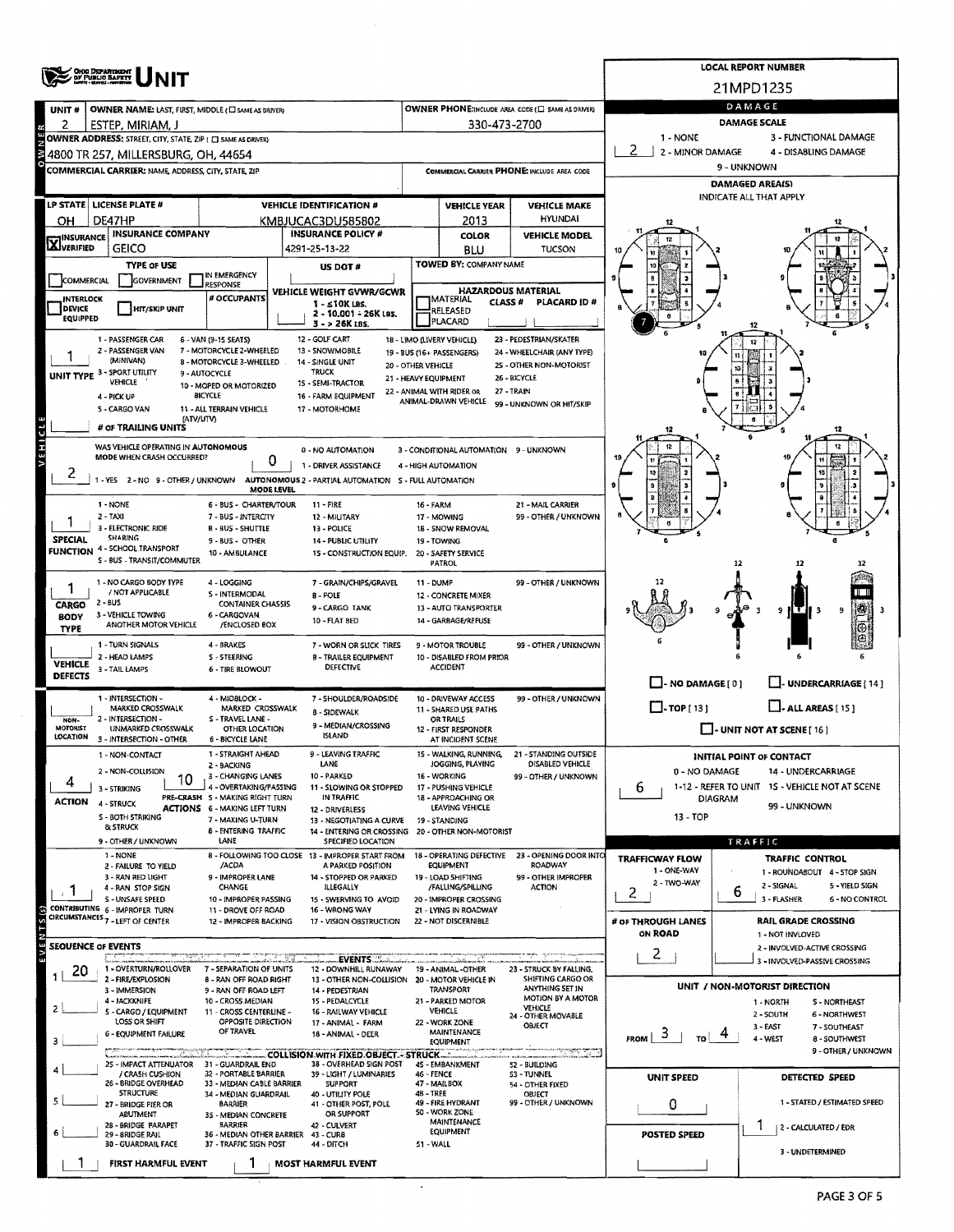# OHIO DEPARTMENT OF PUBLIC SAFETY UNIT

**LOCAL REPORT NUMBER:** 21MPD1235

| UNIT # | OWNER NAME: LAST, FIRST, MIDDLE | OWNER PHONE |
|---|---|---|
| 2 | ESTEP, MIRIAM, J | 330-473-2700 |

**OWNER ADDRESS:** 4800 TR 257, MILLERSBURG, OH, 44654

**COMMERCIAL CARRIER:** NAME, ADDRESS, CITY, STATE, ZIP

**COMMERCIAL CARRIER PHONE:** INCLUDE AREA CODE

| LP STATE | LICENSE PLATE # | VEHICLE IDENTIFICATION # | VEHICLE YEAR | VEHICLE MAKE |
|---|---|---|---|---|
| OH | DE47HP | KMBJUCAC3DU585802 | 2013 | HYUNDAI |

| INSURANCE VERIFIED | INSURANCE COMPANY | INSURANCE POLICY # | COLOR | VEHICLE MODEL |
|---|---|---|---|---|
| X | GEICO | 4291-25-13-22 | BLU | TUCSON |

**TYPE OF USE:** COMMERCIAL / GOVERNMENT / IN EMERGENCY RESPONSE
**US DOT #:**
**TOWED BY:** COMPANY NAME
**INTERLOCK DEVICE EQUIPPED / HIT/SKIP UNIT / # OCCUPANTS**
**VEHICLE WEIGHT GVWR/GCWR:** 1 - ≤10K LBS. 2 - 10.001 - 26K LBS. 3 - > 26K LBS.
**HAZARDOUS MATERIAL:** MATERIAL RELEASED / PLACARD; CLASS #; PLACARD ID #

**UNIT TYPE:** 1
1 - PASSENGER CAR, 2 - PASSENGER VAN (MINIVAN), 3 - SPORT UTILITY VEHICLE, 4 - PICK UP, 5 - CARGO VAN, 6 - VAN (9-15 SEATS), 7 - MOTORCYCLE 2-WHEELED, 8 - MOTORCYCLE 3-WHEELED, 9 - AUTOCYCLE, 10 - MOPED OR MOTORIZED BICYCLE, 11 - ALL TERRAIN VEHICLE (ATV/UTV), 12 - GOLF CART, 13 - SNOWMOBILE, 14 - SINGLE UNIT TRUCK, 15 - SEMI-TRACTOR, 16 - FARM EQUIPMENT, 17 - MOTORHOME, 18 - LIMO (LIVERY VEHICLE), 19 - BUS (16+ PASSENGERS), 20 - OTHER VEHICLE, 21 - HEAVY EQUIPMENT, 22 - ANIMAL WITH RIDER OR ANIMAL-DRAWN VEHICLE, 23 - PEDESTRIAN/SKATER, 24 - WHEELCHAIR (ANY TYPE), 25 - OTHER NON-MOTORIST, 26 - BICYCLE, 27 - TRAIN, 99 - UNKNOWN OR HIT/SKIP

**# OF TRAILING UNITS:**

**WAS VEHICLE OPERATING IN AUTONOMOUS MODE WHEN CRASH OCCURRED?** 2
1 - YES 2 - NO 9 - OTHER / UNKNOWN

**AUTONOMOUS MODE LEVEL:** 0
0 - NO AUTOMATION, 1 - DRIVER ASSISTANCE, 2 - PARTIAL AUTOMATION, 3 - CONDITIONAL AUTOMATION, 4 - HIGH AUTOMATION, 5 - FULL AUTOMATION, 9 - UNKNOWN

**SPECIAL FUNCTION:** 1
1 - NONE, 2 - TAXI, 3 - ELECTRONIC RIDE SHARING, 4 - SCHOOL TRANSPORT, 5 - BUS - TRANSIT/COMMUTER, 6 - BUS - CHARTER/TOUR, 7 - BUS - INTERCITY, 8 - BUS - SHUTTLE, 9 - BUS - OTHER, 10 - AMBULANCE, 11 - FIRE, 12 - MILITARY, 13 - POLICE, 14 - PUBLIC UTILITY, 15 - CONSTRUCTION EQUIP., 16 - FARM, 17 - MOWING, 18 - SNOW REMOVAL, 19 - TOWING, 20 - SAFETY SERVICE PATROL, 21 - MAIL CARRIER, 99 - OTHER / UNKNOWN

**CARGO BODY TYPE:** 1
1 - NO CARGO BODY TYPE / NOT APPLICABLE, 2 - BUS, 3 - VEHICLE TOWING ANOTHER MOTOR VEHICLE, 4 - LOGGING, 5 - INTERMODAL CONTAINER CHASSIS, 6 - CARGOVAN /ENCLOSED BOX, 7 - GRAIN/CHIPS/GRAVEL, 8 - POLE, 9 - CARGO TANK, 10 - FLAT BED, 11 - DUMP, 12 - CONCRETE MIXER, 13 - AUTO TRANSPORTER, 14 - GARBAGE/REFUSE, 99 - OTHER / UNKNOWN

**VEHICLE DEFECTS:**
1 - TURN SIGNALS, 2 - HEAD LAMPS, 3 - TAIL LAMPS, 4 - BRAKES, 5 - STEERING, 6 - TIRE BLOWOUT, 7 - WORN OR SLICK TIRES, 8 - TRAILER EQUIPMENT DEFECTIVE, 9 - MOTOR TROUBLE, 10 - DISABLED FROM PRIOR ACCIDENT, 99 - OTHER / UNKNOWN

**NON-MOTORIST LOCATION:**
1 - INTERSECTION - MARKED CROSSWALK, 2 - INTERSECTION - UNMARKED CROSSWALK, 3 - INTERSECTION - OTHER, 4 - MIDBLOCK - MARKED CROSSWALK, 5 - TRAVEL LANE - OTHER LOCATION, 6 - BICYCLE LANE, 7 - SHOULDER/ROADSIDE, 8 - SIDEWALK, 9 - MEDIAN/CROSSING ISLAND, 10 - DRIVEWAY ACCESS, 11 - SHARED USE PATHS OR TRAILS, 12 - FIRST RESPONDER AT INCIDENT SCENE, 99 - OTHER / UNKNOWN

**ACTION:** 4
1 - NON-CONTACT, 2 - NON-COLLISION, 3 - STRIKING, 4 - STRUCK, 5 - BOTH STRIKING & STRUCK, 9 - OTHER / UNKNOWN

**PRE-CRASH ACTIONS:** 10
1 - STRAIGHT AHEAD, 2 - BACKING, 3 - CHANGING LANES, 4 - OVERTAKING/PASSING, 5 - MAKING RIGHT TURN, 6 - MAKING LEFT TURN, 7 - MAKING U-TURN, 8 - ENTERING TRAFFIC LANE, 9 - LEAVING TRAFFIC LANE, 10 - PARKED, 11 - SLOWING OR STOPPED IN TRAFFIC, 12 - DRIVERLESS, 13 - NEGOTIATING A CURVE, 14 - ENTERING OR CROSSING SPECIFIED LOCATION, 15 - WALKING, RUNNING, JOGGING, PLAYING, 16 - WORKING, 17 - PUSHING VEHICLE, 18 - APPROACHING OR LEAVING VEHICLE, 19 - STANDING, 20 - OTHER NON-MOTORIST, 21 - STANDING OUTSIDE DISABLED VEHICLE, 99 - OTHER / UNKNOWN

**CONTRIBUTING CIRCUMSTANCES:** 1
1 - NONE, 2 - FAILURE TO YIELD, 3 - RAN RED LIGHT, 4 - RAN STOP SIGN, 5 - UNSAFE SPEED, 6 - IMPROPER TURN, 7 - LEFT OF CENTER, 8 - FOLLOWING TOO CLOSE /ACDA, 9 - IMPROPER LANE CHANGE, 10 - IMPROPER PASSING, 11 - DROVE OFF ROAD, 12 - IMPROPER BACKING, 13 - IMPROPER START FROM A PARKED POSITION, 14 - STOPPED OR PARKED ILLEGALLY, 15 - SWERVING TO AVOID, 16 - WRONG WAY, 17 - VISION OBSTRUCTION, 18 - OPERATING DEFECTIVE EQUIPMENT, 19 - LOAD SHIFTING /FALLING/SPILLING, 20 - IMPROPER CROSSING, 21 - LYING IN ROADWAY, 22 - NOT DISCERNIBLE, 23 - OPENING DOOR INTO ROADWAY, 99 - OTHER IMPROPER ACTION

**SEQUENCE OF EVENTS:**
1: 20
2:
3:
4:
5:
6:

**EVENTS:**
1 - OVERTURN/ROLLOVER, 2 - FIRE/EXPLOSION, 3 - IMMERSION, 4 - JACKKNIFE, 5 - CARGO / EQUIPMENT LOSS OR SHIFT, 6 - EQUIPMENT FAILURE, 7 - SEPARATION OF UNITS, 8 - RAN OFF ROAD RIGHT, 9 - RAN OFF ROAD LEFT, 10 - CROSS MEDIAN, 11 - CROSS CENTERLINE - OPPOSITE DIRECTION OF TRAVEL, 12 - DOWNHILL RUNAWAY, 13 - OTHER NON-COLLISION, 14 - PEDESTRIAN, 15 - PEDALCYCLE, 16 - RAILWAY VEHICLE, 17 - ANIMAL - FARM, 18 - ANIMAL - DEER, 19 - ANIMAL -OTHER, 20 - MOTOR VEHICLE IN TRANSPORT, 21 - PARKED MOTOR VEHICLE, 22 - WORK ZONE MAINTENANCE EQUIPMENT, 23 - STRUCK BY FALLING, SHIFTING CARGO OR ANYTHING SET IN MOTION BY A MOTOR VEHICLE, 24 - OTHER MOVABLE OBJECT

**COLLISION WITH FIXED OBJECT - STRUCK:**
25 - IMPACT ATTENUATOR / CRASH CUSHION, 26 - BRIDGE OVERHEAD STRUCTURE, 27 - BRIDGE PIER OR ABUTMENT, 28 - BRIDGE PARAPET, 29 - BRIDGE RAIL, 30 - GUARDRAIL FACE, 31 - GUARDRAIL END, 32 - PORTABLE BARRIER, 33 - MEDIAN CABLE BARRIER, 34 - MEDIAN GUARDRAIL BARRIER, 35 - MEDIAN CONCRETE BARRIER, 36 - MEDIAN OTHER BARRIER, 37 - TRAFFIC SIGN POST, 38 - OVERHEAD SIGN POST, 39 - LIGHT / LUMINARIES SUPPORT, 40 - UTILITY POLE, 41 - OTHER POST, POLE OR SUPPORT, 42 - CULVERT, 43 - CURB, 44 - DITCH, 45 - EMBANKMENT, 46 - FENCE, 47 - MAILBOX, 48 - TREE, 49 - FIRE HYDRANT, 50 - WORK ZONE MAINTENANCE EQUIPMENT, 51 - WALL, 52 - BUILDING, 53 - TUNNEL, 54 - OTHER FIXED OBJECT, 99 - OTHER / UNKNOWN

**FIRST HARMFUL EVENT:** 1 **MOST HARMFUL EVENT:** 1

## DAMAGE

**DAMAGE SCALE:** 2
1 - NONE, 2 - MINOR DAMAGE, 3 - FUNCTIONAL DAMAGE, 4 - DISABLING DAMAGE, 9 - UNKNOWN

**DAMAGED AREA(S):** INDICATE ALL THAT APPLY — 7

- NO DAMAGE [0]
- UNDERCARRIAGE [14]
- TOP [13]
- ALL AREAS [15]
- UNIT NOT AT SCENE [16]

**INITIAL POINT OF CONTACT:** 6
0 - NO DAMAGE, 1-12 - REFER TO UNIT DIAGRAM, 13 - TOP, 14 - UNDERCARRIAGE, 15 - VEHICLE NOT AT SCENE, 99 - UNKNOWN

## TRAFFIC

**TRAFFICWAY FLOW:** 2
1 - ONE-WAY, 2 - TWO-WAY

**TRAFFIC CONTROL:** 6
1 - ROUNDABOUT, 2 - SIGNAL, 3 - FLASHER, 4 - STOP SIGN, 5 - YIELD SIGN, 6 - NO CONTROL

**# OF THROUGH LANES ON ROAD:** 2

**RAIL GRADE CROSSING:**
1 - NOT INVLOVED, 2 - INVOLVED-ACTIVE CROSSING, 3 - INVOLVED-PASSIVE CROSSING

**UNIT / NON-MOTORIST DIRECTION:** FROM 3 TO 4
1 - NORTH, 2 - SOUTH, 3 - EAST, 4 - WEST, 5 - NORTHEAST, 6 - NORTHWEST, 7 - SOUTHEAST, 8 - SOUTHWEST, 9 - OTHER / UNKNOWN

**UNIT SPEED:** 0

**POSTED SPEED:**

**DETECTED SPEED:** 1
1 - STATED / ESTIMATED SPEED, 2 - CALCULATED / EDR, 3 - UNDETERMINED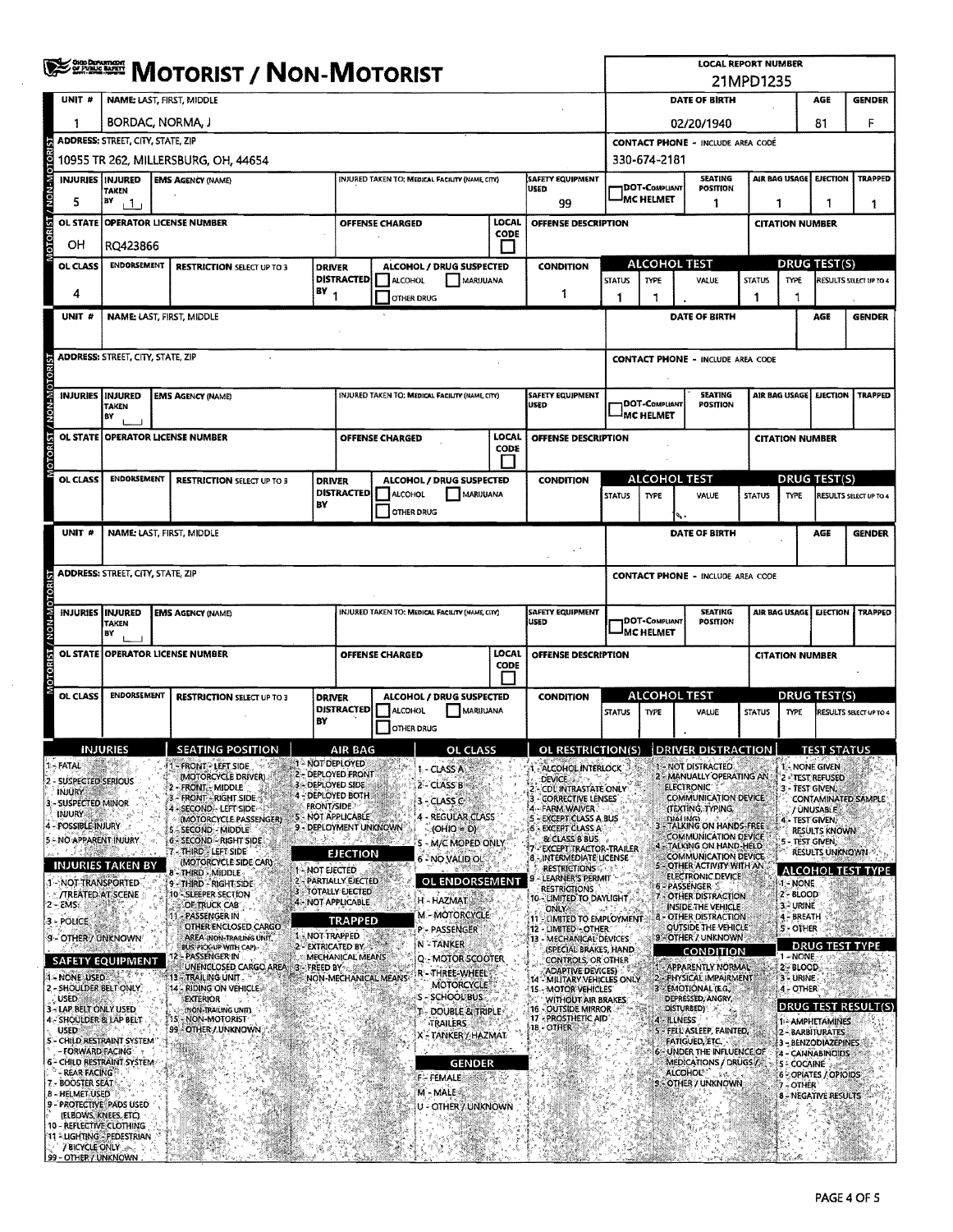# MOTORIST / NON-MOTORIST

**LOCAL REPORT NUMBER:** 21MPD1235

## MOTORIST / NON-MOTORIST (Unit 1)

| UNIT # | NAME: LAST, FIRST, MIDDLE | DATE OF BIRTH | AGE | GENDER |
|---|---|---|---|---|
| 1 | BORDAC, NORMA, J | 02/20/1940 | 81 | F |

| ADDRESS: STREET, CITY, STATE, ZIP | CONTACT PHONE - INCLUDE AREA CODE |
|---|---|
| 10955 TR 262, MILLERSBURG, OH, 44654 | 330-674-2181 |

| INJURIES | INJURED TAKEN BY | EMS AGENCY (NAME) | INJURED TAKEN TO: MEDICAL FACILITY (NAME, CITY) | SAFETY EQUIPMENT USED | DOT-COMPLIANT MC HELMET | SEATING POSITION | AIR BAG USAGE | EJECTION | TRAPPED |
|---|---|---|---|---|---|---|---|---|---|
| 5 | 1 | | | 99 | | 1 | 1 | 1 | 1 |

| OL STATE | OPERATOR LICENSE NUMBER | OFFENSE CHARGED | LOCAL CODE | OFFENSE DESCRIPTION | CITATION NUMBER |
|---|---|---|---|---|---|
| OH | RQ423866 | | | | |

| OL CLASS | ENDORSEMENT | RESTRICTION SELECT UP TO 3 | DRIVER DISTRACTED BY | ALCOHOL / DRUG SUSPECTED | CONDITION | ALCOHOL TEST STATUS | ALCOHOL TEST TYPE | ALCOHOL TEST VALUE | DRUG TEST STATUS | DRUG TEST TYPE | DRUG TEST RESULTS SELECT UP TO 4 |
|---|---|---|---|---|---|---|---|---|---|---|---|
| 4 | | | 1 | ☐ ALCOHOL ☐ MARIJUANA ☐ OTHER DRUG | 1 | 1 | 1 | . | 1 | 1 | |

## MOTORIST / NON-MOTORIST (Unit blank)

| UNIT # | NAME: LAST, FIRST, MIDDLE | DATE OF BIRTH | AGE | GENDER |
|---|---|---|---|---|
| | | | | |

| ADDRESS: STREET, CITY, STATE, ZIP | CONTACT PHONE - INCLUDE AREA CODE |
|---|---|
| | |

| INJURIES | INJURED TAKEN BY | EMS AGENCY (NAME) | INJURED TAKEN TO: MEDICAL FACILITY (NAME, CITY) | SAFETY EQUIPMENT USED | DOT-COMPLIANT MC HELMET | SEATING POSITION | AIR BAG USAGE | EJECTION | TRAPPED |
|---|---|---|---|---|---|---|---|---|---|
| | | | | | | | | | |

| OL STATE | OPERATOR LICENSE NUMBER | OFFENSE CHARGED | LOCAL CODE | OFFENSE DESCRIPTION | CITATION NUMBER |
|---|---|---|---|---|---|
| | | | | | |

| OL CLASS | ENDORSEMENT | RESTRICTION SELECT UP TO 3 | DRIVER DISTRACTED BY | ALCOHOL / DRUG SUSPECTED | CONDITION | ALCOHOL TEST STATUS | ALCOHOL TEST TYPE | ALCOHOL TEST VALUE | DRUG TEST STATUS | DRUG TEST TYPE | DRUG TEST RESULTS SELECT UP TO 4 |
|---|---|---|---|---|---|---|---|---|---|---|---|
| | | | | ☐ ALCOHOL ☐ MARIJUANA ☐ OTHER DRUG | | | | % . | | | |

## MOTORIST / NON-MOTORIST (Unit blank)

| UNIT # | NAME: LAST, FIRST, MIDDLE | DATE OF BIRTH | AGE | GENDER |
|---|---|---|---|---|
| | | | | |

| ADDRESS: STREET, CITY, STATE, ZIP | CONTACT PHONE - INCLUDE AREA CODE |
|---|---|
| | |

| INJURIES | INJURED TAKEN BY | EMS AGENCY (NAME) | INJURED TAKEN TO: MEDICAL FACILITY (NAME, CITY) | SAFETY EQUIPMENT USED | DOT-COMPLIANT MC HELMET | SEATING POSITION | AIR BAG USAGE | EJECTION | TRAPPED |
|---|---|---|---|---|---|---|---|---|---|
| | | | | | | | | | |

| OL STATE | OPERATOR LICENSE NUMBER | OFFENSE CHARGED | LOCAL CODE | OFFENSE DESCRIPTION | CITATION NUMBER |
|---|---|---|---|---|---|
| | | | | | |

| OL CLASS | ENDORSEMENT | RESTRICTION SELECT UP TO 3 | DRIVER DISTRACTED BY | ALCOHOL / DRUG SUSPECTED | CONDITION | ALCOHOL TEST STATUS | ALCOHOL TEST TYPE | ALCOHOL TEST VALUE | DRUG TEST STATUS | DRUG TEST TYPE | DRUG TEST RESULTS SELECT UP TO 4 |
|---|---|---|---|---|---|---|---|---|---|---|---|
| | | | | ☐ ALCOHOL ☐ MARIJUANA ☐ OTHER DRUG | | | | . | | | |

## Codes

**INJURIES**
1 - FATAL
2 - SUSPECTED SERIOUS INJURY
3 - SUSPECTED MINOR INJURY
4 - POSSIBLE INJURY
5 - NO APPARENT INJURY

**INJURIES TAKEN BY**
1 - NOT TRANSPORTED /TREATED AT SCENE
2 - EMS
3 - POLICE
9 - OTHER / UNKNOWN

**SAFETY EQUIPMENT**
1 - NONE USED
2 - SHOULDER BELT ONLY USED
3 - LAP BELT ONLY USED
4 - SHOULDER & LAP BELT USED
5 - CHILD RESTRAINT SYSTEM - FORWARD FACING
6 - CHILD RESTRAINT SYSTEM - REAR FACING
7 - BOOSTER SEAT
8 - HELMET USED
9 - PROTECTIVE PADS USED (ELBOWS, KNEES, ETC)
10 - REFLECTIVE CLOTHING
11 - LIGHTING - PEDESTRIAN / BICYCLE ONLY
99 - OTHER / UNKNOWN

**SEATING POSITION**
1 - FRONT - LEFT SIDE (MOTORCYCLE DRIVER)
2 - FRONT - MIDDLE
3 - FRONT - RIGHT SIDE
4 - SECOND - LEFT SIDE (MOTORCYCLE PASSENGER)
5 - SECOND - MIDDLE
6 - SECOND - RIGHT SIDE
7 - THIRD - LEFT SIDE (MOTORCYCLE SIDE CAR)
8 - THIRD - MIDDLE
9 - THIRD - RIGHT SIDE
10 - SLEEPER SECTION OF TRUCK CAB
11 - PASSENGER IN OTHER ENCLOSED CARGO AREA (NON-TRAILING UNIT, BUS, PICK-UP WITH CAP)
12 - PASSENGER IN UNENCLOSED CARGO AREA
13 - TRAILING UNIT
14 - RIDING ON VEHICLE EXTERIOR (NON-TRAILING UNIT)
15 - NON-MOTORIST
99 - OTHER / UNKNOWN

**AIR BAG**
1 - NOT DEPLOYED
2 - DEPLOYED FRONT
3 - DEPLOYED SIDE
4 - DEPLOYED BOTH FRONT/SIDE
5 - NOT APPLICABLE
9 - DEPLOYMENT UNKNOWN

**EJECTION**
1 - NOT EJECTED
2 - PARTIALLY EJECTED
3 - TOTALLY EJECTED
4 - NOT APPLICABLE

**TRAPPED**
1 - NOT TRAPPED
2 - EXTRICATED BY MECHANICAL MEANS
3 - FREED BY NON-MECHANICAL MEANS

**OL CLASS**
1 - CLASS A
2 - CLASS B
3 - CLASS C
4 - REGULAR CLASS (OHIO = D)
5 - M/C MOPED ONLY
6 - NO VALID OL

**OL ENDORSEMENT**
H - HAZMAT
M - MOTORCYCLE
P - PASSENGER
N - TANKER
Q - MOTOR SCOOTER
R - THREE-WHEEL MOTORCYCLE
S - SCHOOL BUS
T - DOUBLE & TRIPLE TRAILERS
X - TANKER / HAZMAT

**GENDER**
F - FEMALE
M - MALE
U - OTHER / UNKNOWN

**OL RESTRICTION(S)**
1 - ALCOHOL INTERLOCK DEVICE
2 - CDL INTRASTATE ONLY
3 - CORRECTIVE LENSES
4 - FARM WAIVER
5 - EXCEPT CLASS A BUS
6 - EXCEPT CLASS A & CLASS B BUS
7 - EXCEPT TRACTOR-TRAILER
8 - INTERMEDIATE LICENSE RESTRICTIONS
9 - LEARNER'S PERMIT RESTRICTIONS
10 - LIMITED TO DAYLIGHT ONLY
11 - LIMITED TO EMPLOYMENT
12 - LIMITED - OTHER
13 - MECHANICAL DEVICES (SPECIAL BRAKES, HAND CONTROLS, OR OTHER ADAPTIVE DEVICES)
14 - MILITARY VEHICLES ONLY
15 - MOTOR VEHICLES WITHOUT AIR BRAKES
16 - OUTSIDE MIRROR
17 - PROSTHETIC AID
18 - OTHER

**DRIVER DISTRACTION**
1 - NOT DISTRACTED
2 - MANUALLY OPERATING AN ELECTRONIC COMMUNICATION DEVICE (TEXTING, TYPING, DIALING)
3 - TALKING ON HANDS-FREE COMMUNICATION DEVICE
4 - TALKING ON HAND-HELD COMMUNICATION DEVICE
5 - OTHER ACTIVITY WITH AN ELECTRONIC DEVICE
6 - PASSENGER
7 - OTHER DISTRACTION INSIDE THE VEHICLE
8 - OTHER DISTRACTION OUTSIDE THE VEHICLE
9 - OTHER / UNKNOWN

**CONDITION**
1 - APPARENTLY NORMAL
2 - PHYSICAL IMPAIRMENT
3 - EMOTIONAL (E.G., DEPRESSED, ANGRY, DISTURBED)
4 - ILLNESS
5 - FELL ASLEEP, FAINTED, FATIGUED, ETC.
6 - UNDER THE INFLUENCE OF MEDICATIONS / DRUGS / ALCOHOL
9 - OTHER / UNKNOWN

**TEST STATUS**
1 - NONE GIVEN
2 - TEST REFUSED
3 - TEST GIVEN, CONTAMINATED SAMPLE / UNUSABLE
4 - TEST GIVEN, RESULTS KNOWN
5 - TEST GIVEN, RESULTS UNKNOWN

**ALCOHOL TEST TYPE**
1 - NONE
2 - BLOOD
3 - URINE
4 - BREATH
5 - OTHER

**DRUG TEST TYPE**
1 - NONE
2 - BLOOD
3 - URINE
4 - OTHER

**DRUG TEST RESULT(S)**
1 - AMPHETAMINES
2 - BARBITURATES
3 - BENZODIAZEPINES
4 - CANNABINOIDS
5 - COCAINE
6 - OPIATES / OPIOIDS
7 - OTHER
8 - NEGATIVE RESULTS